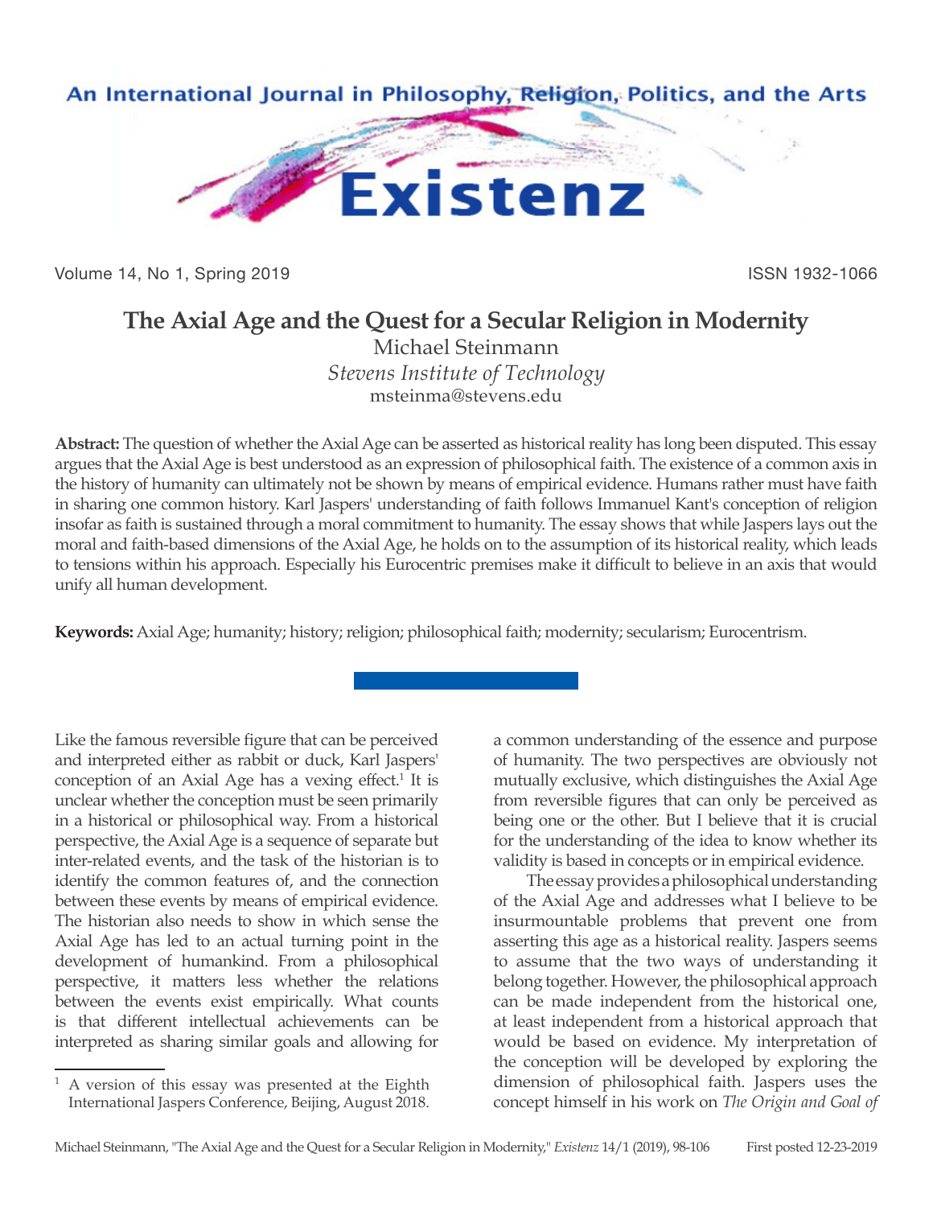# The Axial Age and the Quest for a Secular Religion in Modernity

Michael Steinmann
*Stevens Institute of Technology*
msteinma@stevens.edu

**Abstract:** The question of whether the Axial Age can be asserted as historical reality has long been disputed. This essay argues that the Axial Age is best understood as an expression of philosophical faith. The existence of a common axis in the history of humanity can ultimately not be shown by means of empirical evidence. Humans rather must have faith in sharing one common history. Karl Jaspers' understanding of faith follows Immanuel Kant's conception of religion insofar as faith is sustained through a moral commitment to humanity. The essay shows that while Jaspers lays out the moral and faith-based dimensions of the Axial Age, he holds on to the assumption of its historical reality, which leads to tensions within his approach. Especially his Eurocentric premises make it difficult to believe in an axis that would unify all human development.

**Keywords:** Axial Age; humanity; history; religion; philosophical faith; modernity; secularism; Eurocentrism.

Like the famous reversible figure that can be perceived and interpreted either as rabbit or duck, Karl Jaspers' conception of an Axial Age has a vexing effect.[1] It is unclear whether the conception must be seen primarily in a historical or philosophical way. From a historical perspective, the Axial Age is a sequence of separate but inter-related events, and the task of the historian is to identify the common features of, and the connection between these events by means of empirical evidence. The historian also needs to show in which sense the Axial Age has led to an actual turning point in the development of humankind. From a philosophical perspective, it matters less whether the relations between the events exist empirically. What counts is that different intellectual achievements can be interpreted as sharing similar goals and allowing for a common understanding of the essence and purpose of humanity. The two perspectives are obviously not mutually exclusive, which distinguishes the Axial Age from reversible figures that can only be perceived as being one or the other. But I believe that it is crucial for the understanding of the idea to know whether its validity is based in concepts or in empirical evidence.

The essay provides a philosophical understanding of the Axial Age and addresses what I believe to be insurmountable problems that prevent one from asserting this age as a historical reality. Jaspers seems to assume that the two ways of understanding it belong together. However, the philosophical approach can be made independent from the historical one, at least independent from a historical approach that would be based on evidence. My interpretation of the conception will be developed by exploring the dimension of philosophical faith. Jaspers uses the concept himself in his work on *The Origin and Goal of*

[1] A version of this essay was presented at the Eighth International Jaspers Conference, Beijing, August 2018.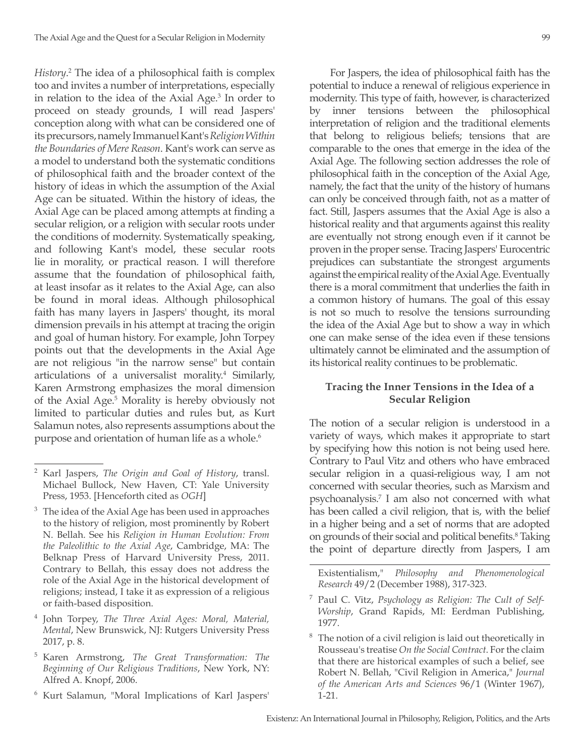*History*.[2] The idea of a philosophical faith is complex too and invites a number of interpretations, especially in relation to the idea of the Axial Age.[3] In order to proceed on steady grounds, I will read Jaspers' conception along with what can be considered one of its precursors, namely Immanuel Kant's *Religion Within the Boundaries of Mere Reason*. Kant's work can serve as a model to understand both the systematic conditions of philosophical faith and the broader context of the history of ideas in which the assumption of the Axial Age can be situated. Within the history of ideas, the Axial Age can be placed among attempts at finding a secular religion, or a religion with secular roots under the conditions of modernity. Systematically speaking, and following Kant's model, these secular roots lie in morality, or practical reason. I will therefore assume that the foundation of philosophical faith, at least insofar as it relates to the Axial Age, can also be found in moral ideas. Although philosophical faith has many layers in Jaspers' thought, its moral dimension prevails in his attempt at tracing the origin and goal of human history. For example, John Torpey points out that the developments in the Axial Age are not religious "in the narrow sense" but contain articulations of a universalist morality.[4] Similarly, Karen Armstrong emphasizes the moral dimension of the Axial Age.[5] Morality is hereby obviously not limited to particular duties and rules but, as Kurt Salamun notes, also represents assumptions about the purpose and orientation of human life as a whole.[6]

For Jaspers, the idea of philosophical faith has the potential to induce a renewal of religious experience in modernity. This type of faith, however, is characterized by inner tensions between the philosophical interpretation of religion and the traditional elements that belong to religious beliefs; tensions that are comparable to the ones that emerge in the idea of the Axial Age. The following section addresses the role of philosophical faith in the conception of the Axial Age, namely, the fact that the unity of the history of humans can only be conceived through faith, not as a matter of fact. Still, Jaspers assumes that the Axial Age is also a historical reality and that arguments against this reality are eventually not strong enough even if it cannot be proven in the proper sense. Tracing Jaspers' Eurocentric prejudices can substantiate the strongest arguments against the empirical reality of the Axial Age. Eventually there is a moral commitment that underlies the faith in a common history of humans. The goal of this essay is not so much to resolve the tensions surrounding the idea of the Axial Age but to show a way in which one can make sense of the idea even if these tensions ultimately cannot be eliminated and the assumption of its historical reality continues to be problematic.

## Tracing the Inner Tensions in the Idea of a Secular Religion

The notion of a secular religion is understood in a variety of ways, which makes it appropriate to start by specifying how this notion is not being used here. Contrary to Paul Vitz and others who have embraced secular religion in a quasi-religious way, I am not concerned with secular theories, such as Marxism and psychoanalysis.[7] I am also not concerned with what has been called a civil religion, that is, with the belief in a higher being and a set of norms that are adopted on grounds of their social and political benefits.[8] Taking the point of departure directly from Jaspers, I am

---

[2] Karl Jaspers, *The Origin and Goal of History*, transl. Michael Bullock, New Haven, CT: Yale University Press, 1953. [Henceforth cited as *OGH*]

[3] The idea of the Axial Age has been used in approaches to the history of religion, most prominently by Robert N. Bellah. See his *Religion in Human Evolution: From the Paleolithic to the Axial Age*, Cambridge, MA: The Belknap Press of Harvard University Press, 2011. Contrary to Bellah, this essay does not address the role of the Axial Age in the historical development of religions; instead, I take it as expression of a religious or faith-based disposition.

[4] John Torpey, *The Three Axial Ages: Moral, Material, Mental*, New Brunswick, NJ: Rutgers University Press 2017, p. 8.

[5] Karen Armstrong, *The Great Transformation: The Beginning of Our Religious Traditions*, New York, NY: Alfred A. Knopf, 2006.

[6] Kurt Salamun, "Moral Implications of Karl Jaspers' Existentialism," *Philosophy and Phenomenological Research* 49/2 (December 1988), 317-323.

[7] Paul C. Vitz, *Psychology as Religion: The Cult of Self-Worship*, Grand Rapids, MI: Eerdman Publishing, 1977.

[8] The notion of a civil religion is laid out theoretically in Rousseau's treatise *On the Social Contract*. For the claim that there are historical examples of such a belief, see Robert N. Bellah, "Civil Religion in America," *Journal of the American Arts and Sciences* 96/1 (Winter 1967), 1-21.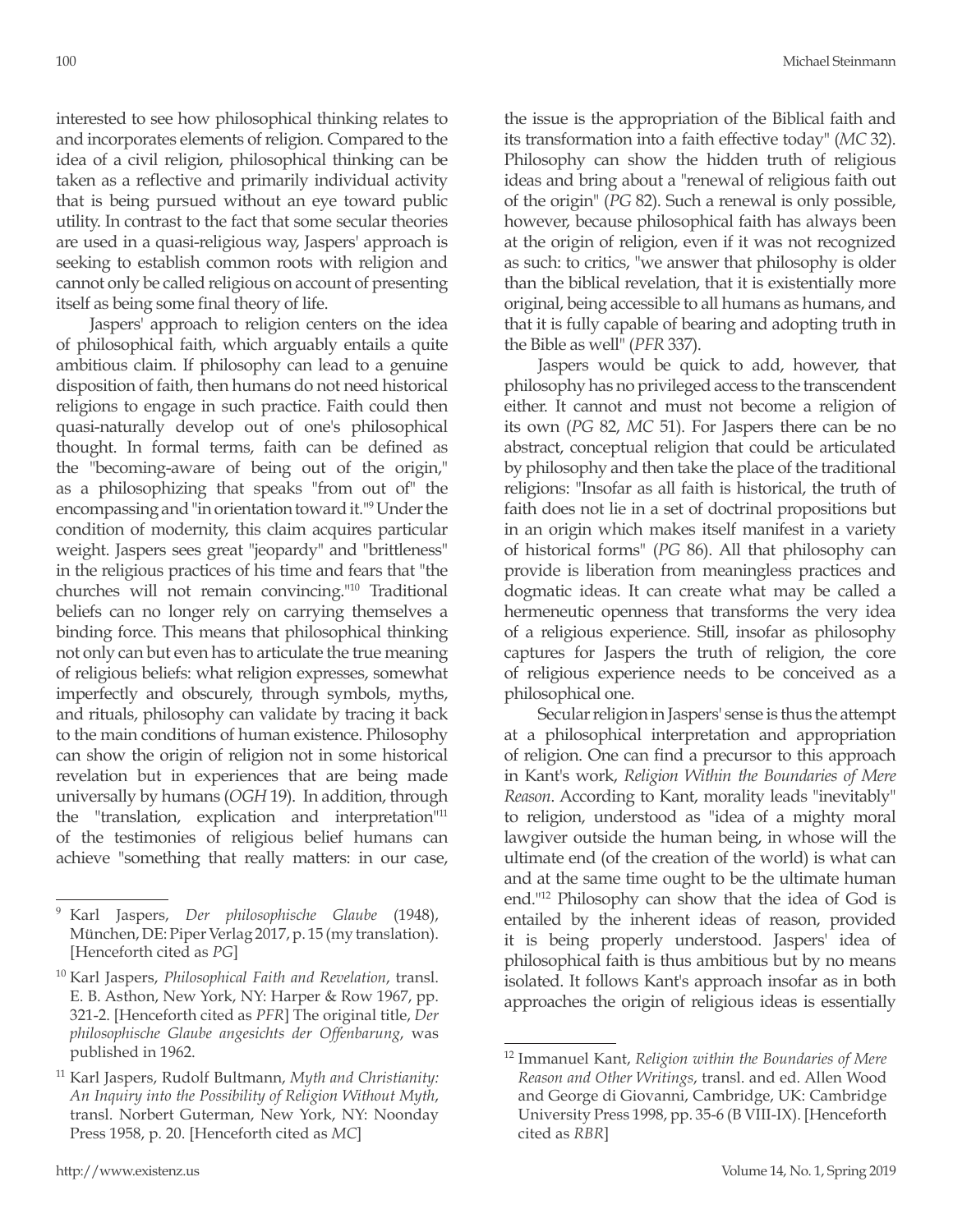interested to see how philosophical thinking relates to and incorporates elements of religion. Compared to the idea of a civil religion, philosophical thinking can be taken as a reflective and primarily individual activity that is being pursued without an eye toward public utility. In contrast to the fact that some secular theories are used in a quasi-religious way, Jaspers' approach is seeking to establish common roots with religion and cannot only be called religious on account of presenting itself as being some final theory of life.

Jaspers' approach to religion centers on the idea of philosophical faith, which arguably entails a quite ambitious claim. If philosophy can lead to a genuine disposition of faith, then humans do not need historical religions to engage in such practice. Faith could then quasi-naturally develop out of one's philosophical thought. In formal terms, faith can be defined as the "becoming-aware of being out of the origin," as a philosophizing that speaks "from out of" the encompassing and "in orientation toward it."[9] Under the condition of modernity, this claim acquires particular weight. Jaspers sees great "jeopardy" and "brittleness" in the religious practices of his time and fears that "the churches will not remain convincing."[10] Traditional beliefs can no longer rely on carrying themselves a binding force. This means that philosophical thinking not only can but even has to articulate the true meaning of religious beliefs: what religion expresses, somewhat imperfectly and obscurely, through symbols, myths, and rituals, philosophy can validate by tracing it back to the main conditions of human existence. Philosophy can show the origin of religion not in some historical revelation but in experiences that are being made universally by humans (*OGH* 19). In addition, through the "translation, explication and interpretation"[11] of the testimonies of religious belief humans can achieve "something that really matters: in our case, the issue is the appropriation of the Biblical faith and its transformation into a faith effective today" (*MC* 32). Philosophy can show the hidden truth of religious ideas and bring about a "renewal of religious faith out of the origin" (*PG* 82). Such a renewal is only possible, however, because philosophical faith has always been at the origin of religion, even if it was not recognized as such: to critics, "we answer that philosophy is older than the biblical revelation, that it is existentially more original, being accessible to all humans as humans, and that it is fully capable of bearing and adopting truth in the Bible as well" (*PFR* 337).

Jaspers would be quick to add, however, that philosophy has no privileged access to the transcendent either. It cannot and must not become a religion of its own (*PG* 82, *MC* 51). For Jaspers there can be no abstract, conceptual religion that could be articulated by philosophy and then take the place of the traditional religions: "Insofar as all faith is historical, the truth of faith does not lie in a set of doctrinal propositions but in an origin which makes itself manifest in a variety of historical forms" (*PG* 86). All that philosophy can provide is liberation from meaningless practices and dogmatic ideas. It can create what may be called a hermeneutic openness that transforms the very idea of a religious experience. Still, insofar as philosophy captures for Jaspers the truth of religion, the core of religious experience needs to be conceived as a philosophical one.

Secular religion in Jaspers' sense is thus the attempt at a philosophical interpretation and appropriation of religion. One can find a precursor to this approach in Kant's work, *Religion Within the Boundaries of Mere Reason*. According to Kant, morality leads "inevitably" to religion, understood as "idea of a mighty moral lawgiver outside the human being, in whose will the ultimate end (of the creation of the world) is what can and at the same time ought to be the ultimate human end."[12] Philosophy can show that the idea of God is entailed by the inherent ideas of reason, provided it is being properly understood. Jaspers' idea of philosophical faith is thus ambitious but by no means isolated. It follows Kant's approach insofar as in both approaches the origin of religious ideas is essentially

---

[9] Karl Jaspers, *Der philosophische Glaube* (1948), München, DE: Piper Verlag 2017, p. 15 (my translation). [Henceforth cited as *PG*]

[10] Karl Jaspers, *Philosophical Faith and Revelation*, transl. E. B. Asthon, New York, NY: Harper & Row 1967, pp. 321-2. [Henceforth cited as *PFR*] The original title, *Der philosophische Glaube angesichts der Offenbarung*, was published in 1962.

[11] Karl Jaspers, Rudolf Bultmann, *Myth and Christianity: An Inquiry into the Possibility of Religion Without Myth*, transl. Norbert Guterman, New York, NY: Noonday Press 1958, p. 20. [Henceforth cited as *MC*]

[12] Immanuel Kant, *Religion within the Boundaries of Mere Reason and Other Writings*, transl. and ed. Allen Wood and George di Giovanni, Cambridge, UK: Cambridge University Press 1998, pp. 35-6 (B VIII-IX). [Henceforth cited as *RBR*]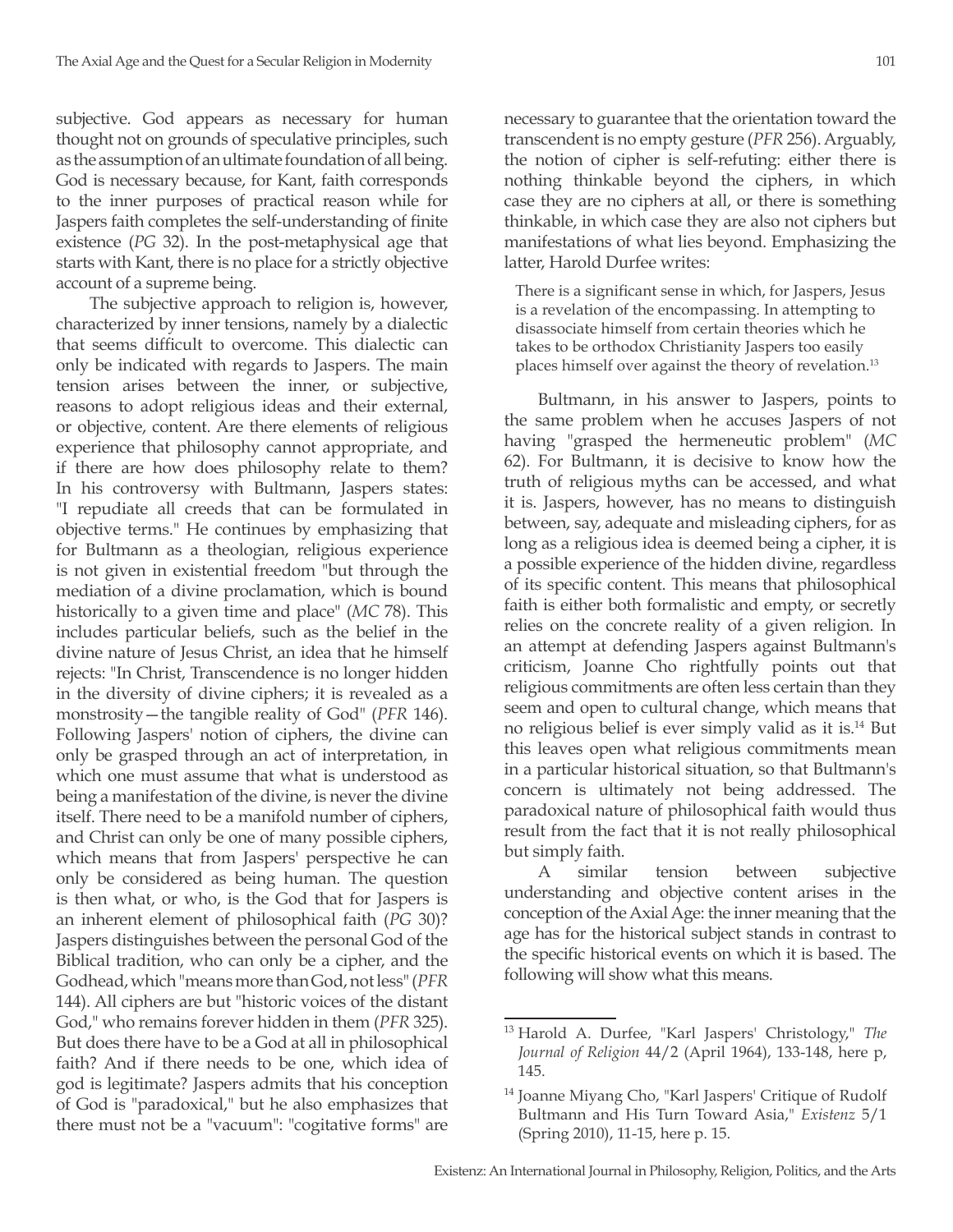subjective. God appears as necessary for human thought not on grounds of speculative principles, such as the assumption of an ultimate foundation of all being. God is necessary because, for Kant, faith corresponds to the inner purposes of practical reason while for Jaspers faith completes the self-understanding of finite existence (*PG* 32). In the post-metaphysical age that starts with Kant, there is no place for a strictly objective account of a supreme being.

The subjective approach to religion is, however, characterized by inner tensions, namely by a dialectic that seems difficult to overcome. This dialectic can only be indicated with regards to Jaspers. The main tension arises between the inner, or subjective, reasons to adopt religious ideas and their external, or objective, content. Are there elements of religious experience that philosophy cannot appropriate, and if there are how does philosophy relate to them? In his controversy with Bultmann, Jaspers states: "I repudiate all creeds that can be formulated in objective terms." He continues by emphasizing that for Bultmann as a theologian, religious experience is not given in existential freedom "but through the mediation of a divine proclamation, which is bound historically to a given time and place" (*MC* 78). This includes particular beliefs, such as the belief in the divine nature of Jesus Christ, an idea that he himself rejects: "In Christ, Transcendence is no longer hidden in the diversity of divine ciphers; it is revealed as a monstrosity—the tangible reality of God" (*PFR* 146). Following Jaspers' notion of ciphers, the divine can only be grasped through an act of interpretation, in which one must assume that what is understood as being a manifestation of the divine, is never the divine itself. There need to be a manifold number of ciphers, and Christ can only be one of many possible ciphers, which means that from Jaspers' perspective he can only be considered as being human. The question is then what, or who, is the God that for Jaspers is an inherent element of philosophical faith (*PG* 30)? Jaspers distinguishes between the personal God of the Biblical tradition, who can only be a cipher, and the Godhead, which "means more than God, not less" (*PFR* 144). All ciphers are but "historic voices of the distant God," who remains forever hidden in them (*PFR* 325). But does there have to be a God at all in philosophical faith? And if there needs to be one, which idea of god is legitimate? Jaspers admits that his conception of God is "paradoxical," but he also emphasizes that there must not be a "vacuum": "cogitative forms" are necessary to guarantee that the orientation toward the transcendent is no empty gesture (*PFR* 256). Arguably, the notion of cipher is self-refuting: either there is nothing thinkable beyond the ciphers, in which case they are no ciphers at all, or there is something thinkable, in which case they are also not ciphers but manifestations of what lies beyond. Emphasizing the latter, Harold Durfee writes:

> There is a significant sense in which, for Jaspers, Jesus is a revelation of the encompassing. In attempting to disassociate himself from certain theories which he takes to be orthodox Christianity Jaspers too easily places himself over against the theory of revelation.[13]

Bultmann, in his answer to Jaspers, points to the same problem when he accuses Jaspers of not having "grasped the hermeneutic problem" (*MC* 62). For Bultmann, it is decisive to know how the truth of religious myths can be accessed, and what it is. Jaspers, however, has no means to distinguish between, say, adequate and misleading ciphers, for as long as a religious idea is deemed being a cipher, it is a possible experience of the hidden divine, regardless of its specific content. This means that philosophical faith is either both formalistic and empty, or secretly relies on the concrete reality of a given religion. In an attempt at defending Jaspers against Bultmann's criticism, Joanne Cho rightfully points out that religious commitments are often less certain than they seem and open to cultural change, which means that no religious belief is ever simply valid as it is.[14] But this leaves open what religious commitments mean in a particular historical situation, so that Bultmann's concern is ultimately not being addressed. The paradoxical nature of philosophical faith would thus result from the fact that it is not really philosophical but simply faith.

A similar tension between subjective understanding and objective content arises in the conception of the Axial Age: the inner meaning that the age has for the historical subject stands in contrast to the specific historical events on which it is based. The following will show what this means.

---

[13] Harold A. Durfee, "Karl Jaspers' Christology," *The Journal of Religion* 44/2 (April 1964), 133-148, here p, 145.

[14] Joanne Miyang Cho, "Karl Jaspers' Critique of Rudolf Bultmann and His Turn Toward Asia," *Existenz* 5/1 (Spring 2010), 11-15, here p. 15.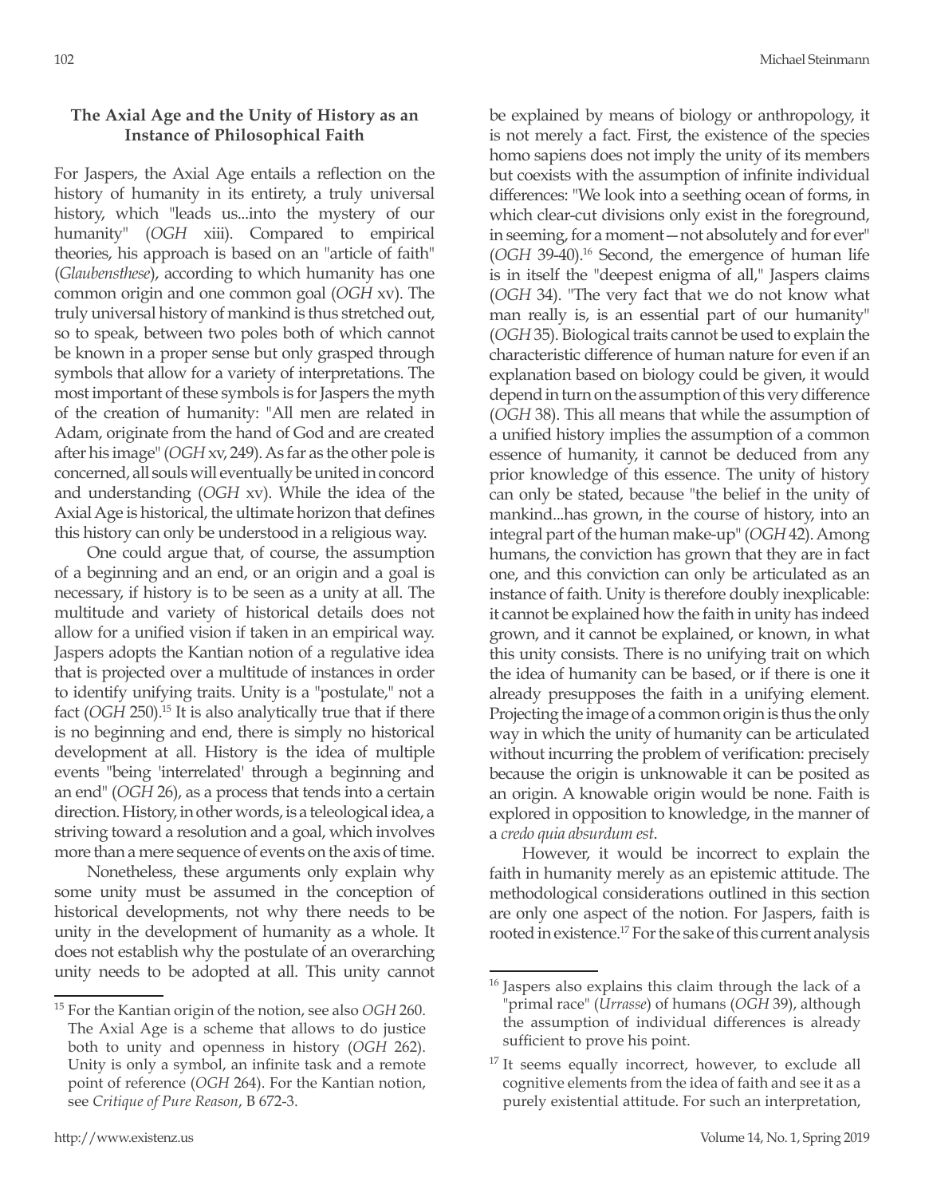### The Axial Age and the Unity of History as an Instance of Philosophical Faith

For Jaspers, the Axial Age entails a reflection on the history of humanity in its entirety, a truly universal history, which "leads us...into the mystery of our humanity" (*OGH* xiii). Compared to empirical theories, his approach is based on an "article of faith" (*Glaubensthese*), according to which humanity has one common origin and one common goal (*OGH* xv). The truly universal history of mankind is thus stretched out, so to speak, between two poles both of which cannot be known in a proper sense but only grasped through symbols that allow for a variety of interpretations. The most important of these symbols is for Jaspers the myth of the creation of humanity: "All men are related in Adam, originate from the hand of God and are created after his image" (*OGH* xv, 249). As far as the other pole is concerned, all souls will eventually be united in concord and understanding (*OGH* xv). While the idea of the Axial Age is historical, the ultimate horizon that defines this history can only be understood in a religious way.

One could argue that, of course, the assumption of a beginning and an end, or an origin and a goal is necessary, if history is to be seen as a unity at all. The multitude and variety of historical details does not allow for a unified vision if taken in an empirical way. Jaspers adopts the Kantian notion of a regulative idea that is projected over a multitude of instances in order to identify unifying traits. Unity is a "postulate," not a fact (*OGH* 250).[15] It is also analytically true that if there is no beginning and end, there is simply no historical development at all. History is the idea of multiple events "being 'interrelated' through a beginning and an end" (*OGH* 26), as a process that tends into a certain direction. History, in other words, is a teleological idea, a striving toward a resolution and a goal, which involves more than a mere sequence of events on the axis of time.

Nonetheless, these arguments only explain why some unity must be assumed in the conception of historical developments, not why there needs to be unity in the development of humanity as a whole. It does not establish why the postulate of an overarching unity needs to be adopted at all. This unity cannot be explained by means of biology or anthropology, it is not merely a fact. First, the existence of the species homo sapiens does not imply the unity of its members but coexists with the assumption of infinite individual differences: "We look into a seething ocean of forms, in which clear-cut divisions only exist in the foreground, in seeming, for a moment—not absolutely and for ever" (*OGH* 39-40).[16] Second, the emergence of human life is in itself the "deepest enigma of all," Jaspers claims (*OGH* 34). "The very fact that we do not know what man really is, is an essential part of our humanity" (*OGH* 35). Biological traits cannot be used to explain the characteristic difference of human nature for even if an explanation based on biology could be given, it would depend in turn on the assumption of this very difference (*OGH* 38). This all means that while the assumption of a unified history implies the assumption of a common essence of humanity, it cannot be deduced from any prior knowledge of this essence. The unity of history can only be stated, because "the belief in the unity of mankind...has grown, in the course of history, into an integral part of the human make-up" (*OGH* 42). Among humans, the conviction has grown that they are in fact one, and this conviction can only be articulated as an instance of faith. Unity is therefore doubly inexplicable: it cannot be explained how the faith in unity has indeed grown, and it cannot be explained, or known, in what this unity consists. There is no unifying trait on which the idea of humanity can be based, or if there is one it already presupposes the faith in a unifying element. Projecting the image of a common origin is thus the only way in which the unity of humanity can be articulated without incurring the problem of verification: precisely because the origin is unknowable it can be posited as an origin. A knowable origin would be none. Faith is explored in opposition to knowledge, in the manner of a *credo quia absurdum est*.

However, it would be incorrect to explain the faith in humanity merely as an epistemic attitude. The methodological considerations outlined in this section are only one aspect of the notion. For Jaspers, faith is rooted in existence.[17] For the sake of this current analysis

---

[15] For the Kantian origin of the notion, see also *OGH* 260. The Axial Age is a scheme that allows to do justice both to unity and openness in history (*OGH* 262). Unity is only a symbol, an infinite task and a remote point of reference (*OGH* 264). For the Kantian notion, see *Critique of Pure Reason*, B 672-3.

[16] Jaspers also explains this claim through the lack of a "primal race" (*Urrasse*) of humans (*OGH* 39), although the assumption of individual differences is already sufficient to prove his point.

[17] It seems equally incorrect, however, to exclude all cognitive elements from the idea of faith and see it as a purely existential attitude. For such an interpretation,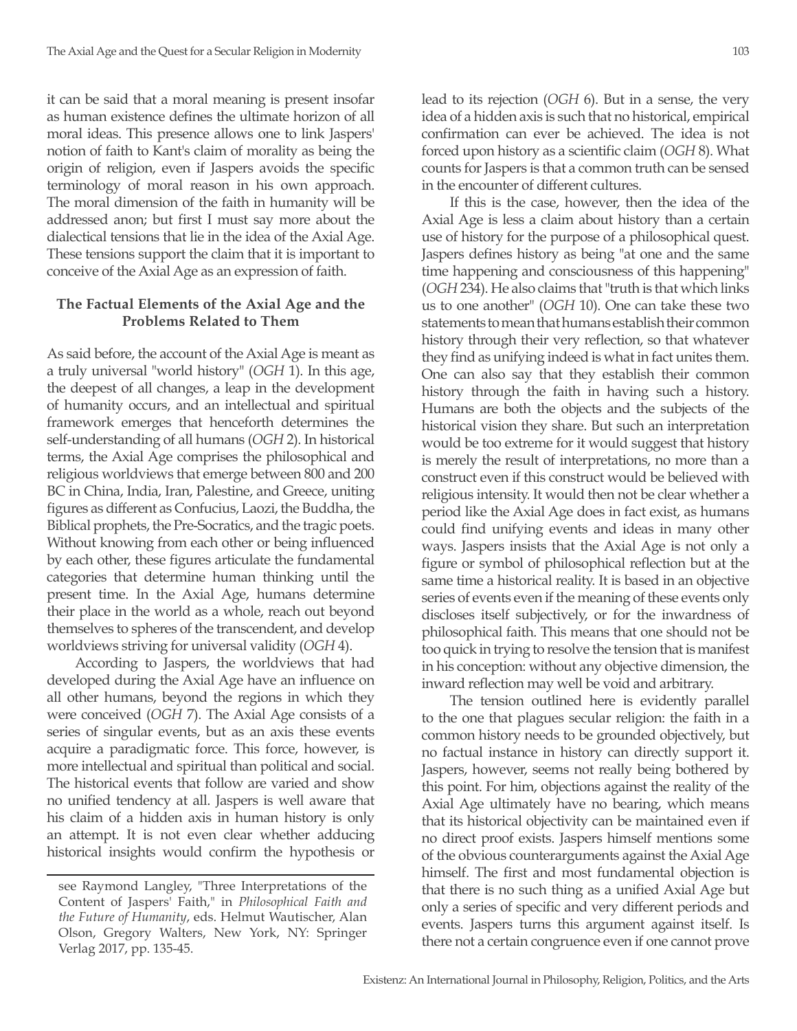it can be said that a moral meaning is present insofar as human existence defines the ultimate horizon of all moral ideas. This presence allows one to link Jaspers' notion of faith to Kant's claim of morality as being the origin of religion, even if Jaspers avoids the specific terminology of moral reason in his own approach. The moral dimension of the faith in humanity will be addressed anon; but first I must say more about the dialectical tensions that lie in the idea of the Axial Age. These tensions support the claim that it is important to conceive of the Axial Age as an expression of faith.

### The Factual Elements of the Axial Age and the Problems Related to Them

As said before, the account of the Axial Age is meant as a truly universal "world history" (*OGH* 1). In this age, the deepest of all changes, a leap in the development of humanity occurs, and an intellectual and spiritual framework emerges that henceforth determines the self-understanding of all humans (*OGH* 2). In historical terms, the Axial Age comprises the philosophical and religious worldviews that emerge between 800 and 200 BC in China, India, Iran, Palestine, and Greece, uniting figures as different as Confucius, Laozi, the Buddha, the Biblical prophets, the Pre-Socratics, and the tragic poets. Without knowing from each other or being influenced by each other, these figures articulate the fundamental categories that determine human thinking until the present time. In the Axial Age, humans determine their place in the world as a whole, reach out beyond themselves to spheres of the transcendent, and develop worldviews striving for universal validity (*OGH* 4).

According to Jaspers, the worldviews that had developed during the Axial Age have an influence on all other humans, beyond the regions in which they were conceived (*OGH* 7). The Axial Age consists of a series of singular events, but as an axis these events acquire a paradigmatic force. This force, however, is more intellectual and spiritual than political and social. The historical events that follow are varied and show no unified tendency at all. Jaspers is well aware that his claim of a hidden axis in human history is only an attempt. It is not even clear whether adducing historical insights would confirm the hypothesis or lead to its rejection (*OGH* 6). But in a sense, the very idea of a hidden axis is such that no historical, empirical confirmation can ever be achieved. The idea is not forced upon history as a scientific claim (*OGH* 8). What counts for Jaspers is that a common truth can be sensed in the encounter of different cultures.

If this is the case, however, then the idea of the Axial Age is less a claim about history than a certain use of history for the purpose of a philosophical quest. Jaspers defines history as being "at one and the same time happening and consciousness of this happening" (*OGH* 234). He also claims that "truth is that which links us to one another" (*OGH* 10). One can take these two statements to mean that humans establish their common history through their very reflection, so that whatever they find as unifying indeed is what in fact unites them. One can also say that they establish their common history through the faith in having such a history. Humans are both the objects and the subjects of the historical vision they share. But such an interpretation would be too extreme for it would suggest that history is merely the result of interpretations, no more than a construct even if this construct would be believed with religious intensity. It would then not be clear whether a period like the Axial Age does in fact exist, as humans could find unifying events and ideas in many other ways. Jaspers insists that the Axial Age is not only a figure or symbol of philosophical reflection but at the same time a historical reality. It is based in an objective series of events even if the meaning of these events only discloses itself subjectively, or for the inwardness of philosophical faith. This means that one should not be too quick in trying to resolve the tension that is manifest in his conception: without any objective dimension, the inward reflection may well be void and arbitrary.

The tension outlined here is evidently parallel to the one that plagues secular religion: the faith in a common history needs to be grounded objectively, but no factual instance in history can directly support it. Jaspers, however, seems not really being bothered by this point. For him, objections against the reality of the Axial Age ultimately have no bearing, which means that its historical objectivity can be maintained even if no direct proof exists. Jaspers himself mentions some of the obvious counterarguments against the Axial Age himself. The first and most fundamental objection is that there is no such thing as a unified Axial Age but only a series of specific and very different periods and events. Jaspers turns this argument against itself. Is there not a certain congruence even if one cannot prove

---

see Raymond Langley, "Three Interpretations of the Content of Jaspers' Faith," in *Philosophical Faith and the Future of Humanity*, eds. Helmut Wautischer, Alan Olson, Gregory Walters, New York, NY: Springer Verlag 2017, pp. 135-45.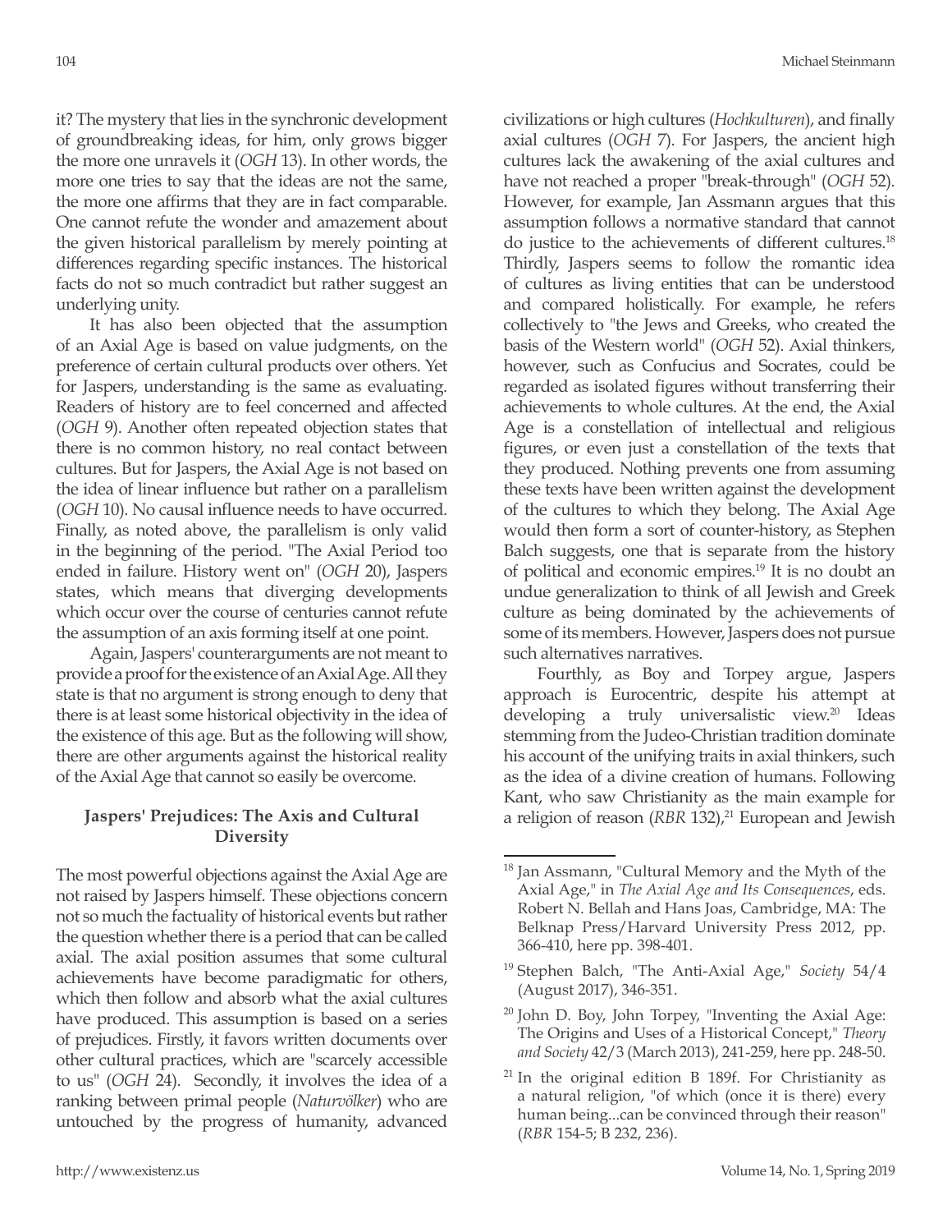it? The mystery that lies in the synchronic development of groundbreaking ideas, for him, only grows bigger the more one unravels it (*OGH* 13). In other words, the more one tries to say that the ideas are not the same, the more one affirms that they are in fact comparable. One cannot refute the wonder and amazement about the given historical parallelism by merely pointing at differences regarding specific instances. The historical facts do not so much contradict but rather suggest an underlying unity.

It has also been objected that the assumption of an Axial Age is based on value judgments, on the preference of certain cultural products over others. Yet for Jaspers, understanding is the same as evaluating. Readers of history are to feel concerned and affected (*OGH* 9). Another often repeated objection states that there is no common history, no real contact between cultures. But for Jaspers, the Axial Age is not based on the idea of linear influence but rather on a parallelism (*OGH* 10). No causal influence needs to have occurred. Finally, as noted above, the parallelism is only valid in the beginning of the period. "The Axial Period too ended in failure. History went on" (*OGH* 20), Jaspers states, which means that diverging developments which occur over the course of centuries cannot refute the assumption of an axis forming itself at one point.

Again, Jaspers' counterarguments are not meant to provide a proof for the existence of an Axial Age. All they state is that no argument is strong enough to deny that there is at least some historical objectivity in the idea of the existence of this age. But as the following will show, there are other arguments against the historical reality of the Axial Age that cannot so easily be overcome.

## Jaspers' Prejudices: The Axis and Cultural Diversity

The most powerful objections against the Axial Age are not raised by Jaspers himself. These objections concern not so much the factuality of historical events but rather the question whether there is a period that can be called axial. The axial position assumes that some cultural achievements have become paradigmatic for others, which then follow and absorb what the axial cultures have produced. This assumption is based on a series of prejudices. Firstly, it favors written documents over other cultural practices, which are "scarcely accessible to us" (*OGH* 24). Secondly, it involves the idea of a ranking between primal people (*Naturvölker*) who are untouched by the progress of humanity, advanced civilizations or high cultures (*Hochkulturen*), and finally axial cultures (*OGH* 7). For Jaspers, the ancient high cultures lack the awakening of the axial cultures and have not reached a proper "break-through" (*OGH* 52). However, for example, Jan Assmann argues that this assumption follows a normative standard that cannot do justice to the achievements of different cultures.[18] Thirdly, Jaspers seems to follow the romantic idea of cultures as living entities that can be understood and compared holistically. For example, he refers collectively to "the Jews and Greeks, who created the basis of the Western world" (*OGH* 52). Axial thinkers, however, such as Confucius and Socrates, could be regarded as isolated figures without transferring their achievements to whole cultures. At the end, the Axial Age is a constellation of intellectual and religious figures, or even just a constellation of the texts that they produced. Nothing prevents one from assuming these texts have been written against the development of the cultures to which they belong. The Axial Age would then form a sort of counter-history, as Stephen Balch suggests, one that is separate from the history of political and economic empires.[19] It is no doubt an undue generalization to think of all Jewish and Greek culture as being dominated by the achievements of some of its members. However, Jaspers does not pursue such alternatives narratives.

Fourthly, as Boy and Torpey argue, Jaspers approach is Eurocentric, despite his attempt at developing a truly universalistic view.[20] Ideas stemming from the Judeo-Christian tradition dominate his account of the unifying traits in axial thinkers, such as the idea of a divine creation of humans. Following Kant, who saw Christianity as the main example for a religion of reason (*RBR* 132),[21] European and Jewish

---

[18] Jan Assmann, "Cultural Memory and the Myth of the Axial Age," in *The Axial Age and Its Consequences*, eds. Robert N. Bellah and Hans Joas, Cambridge, MA: The Belknap Press/Harvard University Press 2012, pp. 366-410, here pp. 398-401.

[19] Stephen Balch, "The Anti-Axial Age," *Society* 54/4 (August 2017), 346-351.

[20] John D. Boy, John Torpey, "Inventing the Axial Age: The Origins and Uses of a Historical Concept," *Theory and Society* 42/3 (March 2013), 241-259, here pp. 248-50.

[21] In the original edition B 189f. For Christianity as a natural religion, "of which (once it is there) every human being...can be convinced through their reason" (*RBR* 154-5; B 232, 236).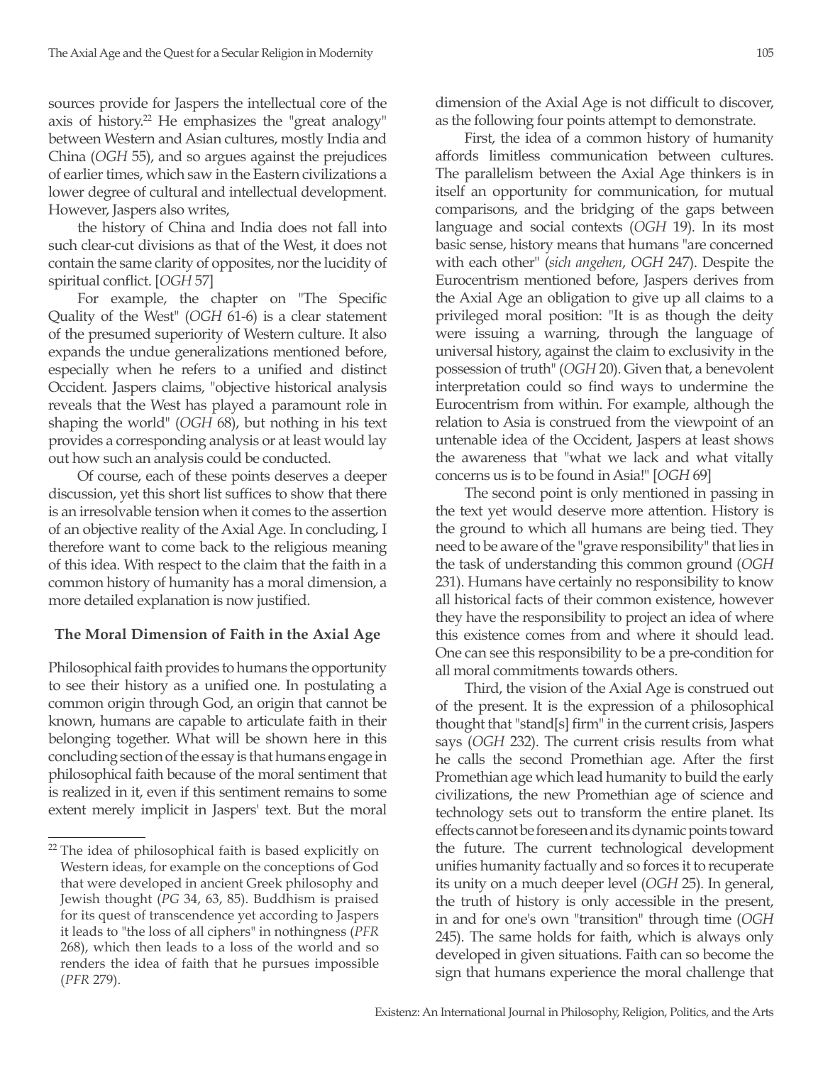sources provide for Jaspers the intellectual core of the axis of history.[22] He emphasizes the "great analogy" between Western and Asian cultures, mostly India and China (*OGH* 55), and so argues against the prejudices of earlier times, which saw in the Eastern civilizations a lower degree of cultural and intellectual development. However, Jaspers also writes,

> the history of China and India does not fall into such clear-cut divisions as that of the West, it does not contain the same clarity of opposites, nor the lucidity of spiritual conflict. [*OGH* 57]

For example, the chapter on "The Specific Quality of the West" (*OGH* 61-6) is a clear statement of the presumed superiority of Western culture. It also expands the undue generalizations mentioned before, especially when he refers to a unified and distinct Occident. Jaspers claims, "objective historical analysis reveals that the West has played a paramount role in shaping the world" (*OGH* 68), but nothing in his text provides a corresponding analysis or at least would lay out how such an analysis could be conducted.

Of course, each of these points deserves a deeper discussion, yet this short list suffices to show that there is an irresolvable tension when it comes to the assertion of an objective reality of the Axial Age. In concluding, I therefore want to come back to the religious meaning of this idea. With respect to the claim that the faith in a common history of humanity has a moral dimension, a more detailed explanation is now justified.

## The Moral Dimension of Faith in the Axial Age

Philosophical faith provides to humans the opportunity to see their history as a unified one. In postulating a common origin through God, an origin that cannot be known, humans are capable to articulate faith in their belonging together. What will be shown here in this concluding section of the essay is that humans engage in philosophical faith because of the moral sentiment that is realized in it, even if this sentiment remains to some extent merely implicit in Jaspers' text. But the moral dimension of the Axial Age is not difficult to discover, as the following four points attempt to demonstrate.

First, the idea of a common history of humanity affords limitless communication between cultures. The parallelism between the Axial Age thinkers is in itself an opportunity for communication, for mutual comparisons, and the bridging of the gaps between language and social contexts (*OGH* 19). In its most basic sense, history means that humans "are concerned with each other" (*sich angehen*, *OGH* 247). Despite the Eurocentrism mentioned before, Jaspers derives from the Axial Age an obligation to give up all claims to a privileged moral position: "It is as though the deity were issuing a warning, through the language of universal history, against the claim to exclusivity in the possession of truth" (*OGH* 20). Given that, a benevolent interpretation could so find ways to undermine the Eurocentrism from within. For example, although the relation to Asia is construed from the viewpoint of an untenable idea of the Occident, Jaspers at least shows the awareness that "what we lack and what vitally concerns us is to be found in Asia!" [*OGH* 69]

The second point is only mentioned in passing in the text yet would deserve more attention. History is the ground to which all humans are being tied. They need to be aware of the "grave responsibility" that lies in the task of understanding this common ground (*OGH* 231). Humans have certainly no responsibility to know all historical facts of their common existence, however they have the responsibility to project an idea of where this existence comes from and where it should lead. One can see this responsibility to be a pre-condition for all moral commitments towards others.

Third, the vision of the Axial Age is construed out of the present. It is the expression of a philosophical thought that "stand[s] firm" in the current crisis, Jaspers says (*OGH* 232). The current crisis results from what he calls the second Promethian age. After the first Promethian age which lead humanity to build the early civilizations, the new Promethian age of science and technology sets out to transform the entire planet. Its effects cannot be foreseen and its dynamic points toward the future. The current technological development unifies humanity factually and so forces it to recuperate its unity on a much deeper level (*OGH* 25). In general, the truth of history is only accessible in the present, in and for one's own "transition" through time (*OGH* 245). The same holds for faith, which is always only developed in given situations. Faith can so become the sign that humans experience the moral challenge that

---

[22] The idea of philosophical faith is based explicitly on Western ideas, for example on the conceptions of God that were developed in ancient Greek philosophy and Jewish thought (*PG* 34, 63, 85). Buddhism is praised for its quest of transcendence yet according to Jaspers it leads to "the loss of all ciphers" in nothingness (*PFR* 268), which then leads to a loss of the world and so renders the idea of faith that he pursues impossible (*PFR* 279).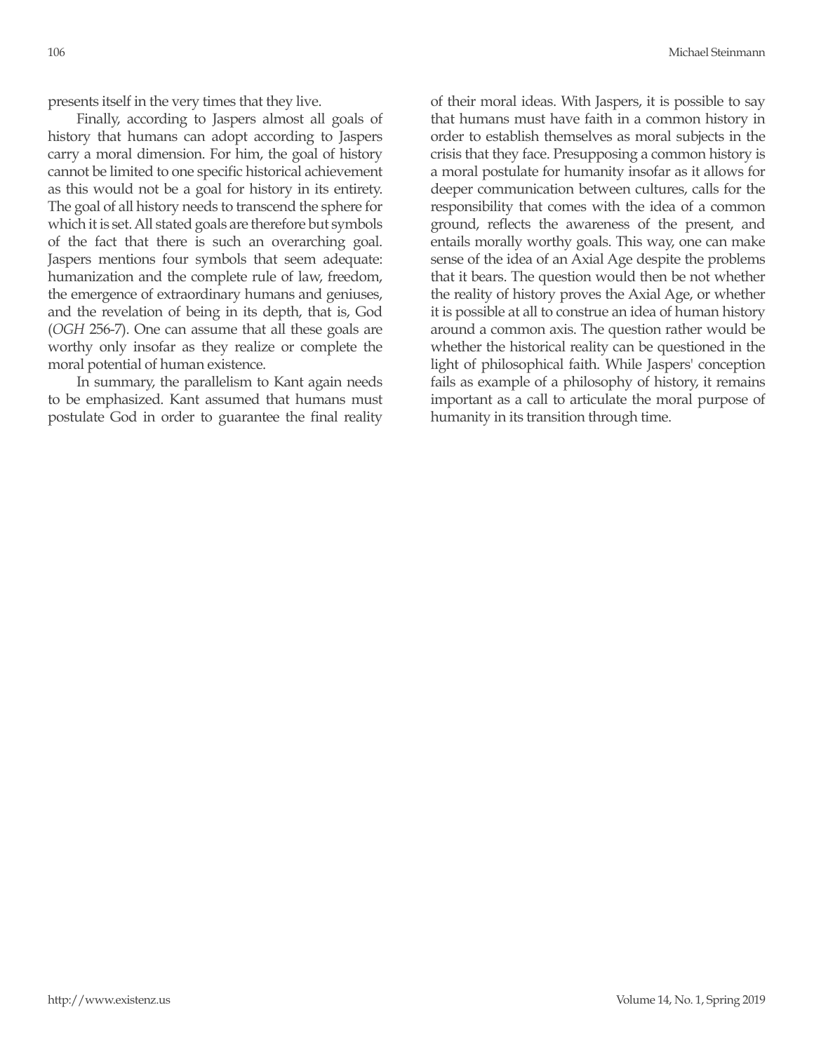presents itself in the very times that they live.

Finally, according to Jaspers almost all goals of history that humans can adopt according to Jaspers carry a moral dimension. For him, the goal of history cannot be limited to one specific historical achievement as this would not be a goal for history in its entirety. The goal of all history needs to transcend the sphere for which it is set. All stated goals are therefore but symbols of the fact that there is such an overarching goal. Jaspers mentions four symbols that seem adequate: humanization and the complete rule of law, freedom, the emergence of extraordinary humans and geniuses, and the revelation of being in its depth, that is, God (*OGH* 256-7). One can assume that all these goals are worthy only insofar as they realize or complete the moral potential of human existence.

In summary, the parallelism to Kant again needs to be emphasized. Kant assumed that humans must postulate God in order to guarantee the final reality of their moral ideas. With Jaspers, it is possible to say that humans must have faith in a common history in order to establish themselves as moral subjects in the crisis that they face. Presupposing a common history is a moral postulate for humanity insofar as it allows for deeper communication between cultures, calls for the responsibility that comes with the idea of a common ground, reflects the awareness of the present, and entails morally worthy goals. This way, one can make sense of the idea of an Axial Age despite the problems that it bears. The question would then be not whether the reality of history proves the Axial Age, or whether it is possible at all to construe an idea of human history around a common axis. The question rather would be whether the historical reality can be questioned in the light of philosophical faith. While Jaspers' conception fails as example of a philosophy of history, it remains important as a call to articulate the moral purpose of humanity in its transition through time.